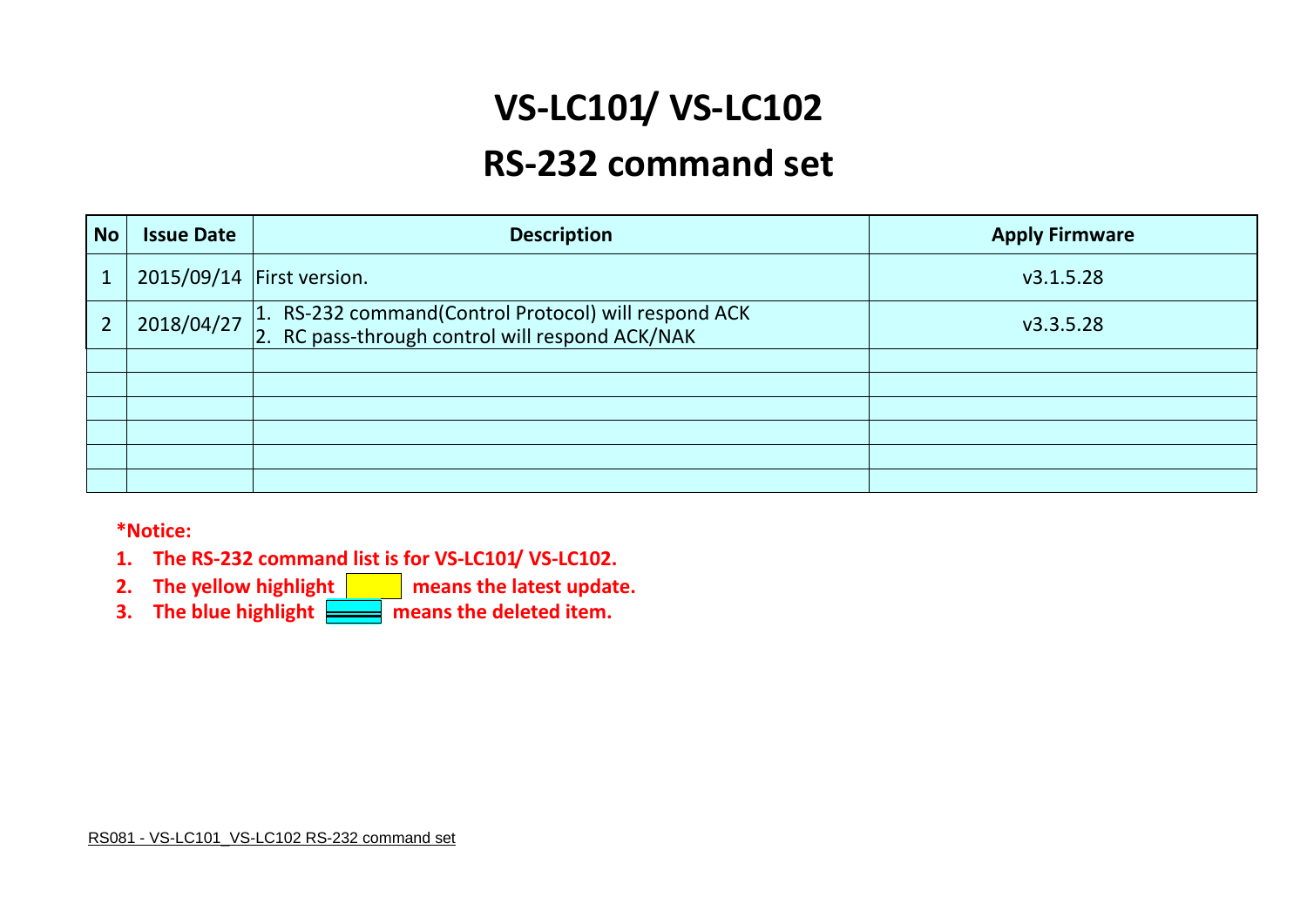# VS-LC101/ VS-LC102

# RS-232 command set

| No | Issue Date | Description | Apply Firmware |
|---|---|---|---|
| 1 | 2015/09/14 | First version. | v3.1.5.28 |
| 2 | 2018/04/27 | 1. RS-232 command(Control Protocol) will respond ACK<br>2. RC pass-through control will respond ACK/NAK | v3.3.5.28 |
| | | | |
| | | | |
| | | | |
| | | | |
| | | | |
| | | | |

**\*Notice:**

1. **The RS-232 command list is for VS-LC101/ VS-LC102.**
2. **The yellow highlight means the latest update.**
3. **The blue highlight means the deleted item.**

RS081 - VS-LC101_VS-LC102 RS-232 command set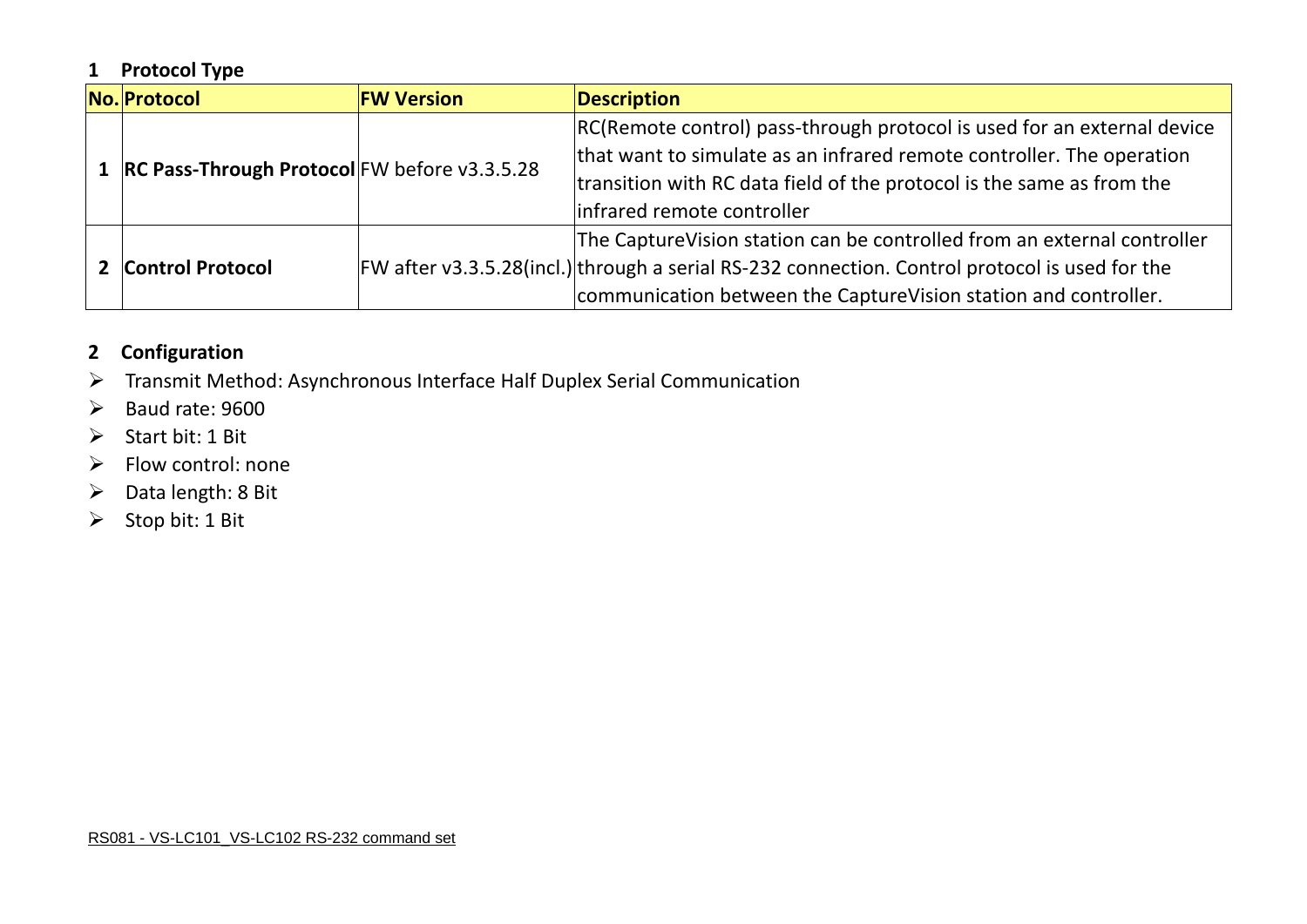## 1 Protocol Type

| No. | Protocol | FW Version | Description |
|---|---|---|---|
| 1 | **RC Pass-Through Protocol** | FW before v3.3.5.28 | RC(Remote control) pass-through protocol is used for an external device that want to simulate as an infrared remote controller. The operation transition with RC data field of the protocol is the same as from the infrared remote controller |
| 2 | **Control Protocol** | FW after v3.3.5.28(incl.) | The CaptureVision station can be controlled from an external controller through a serial RS-232 connection. Control protocol is used for the communication between the CaptureVision station and controller. |

## 2 Configuration

- Transmit Method: Asynchronous Interface Half Duplex Serial Communication
- Baud rate: 9600
- Start bit: 1 Bit
- Flow control: none
- Data length: 8 Bit
- Stop bit: 1 Bit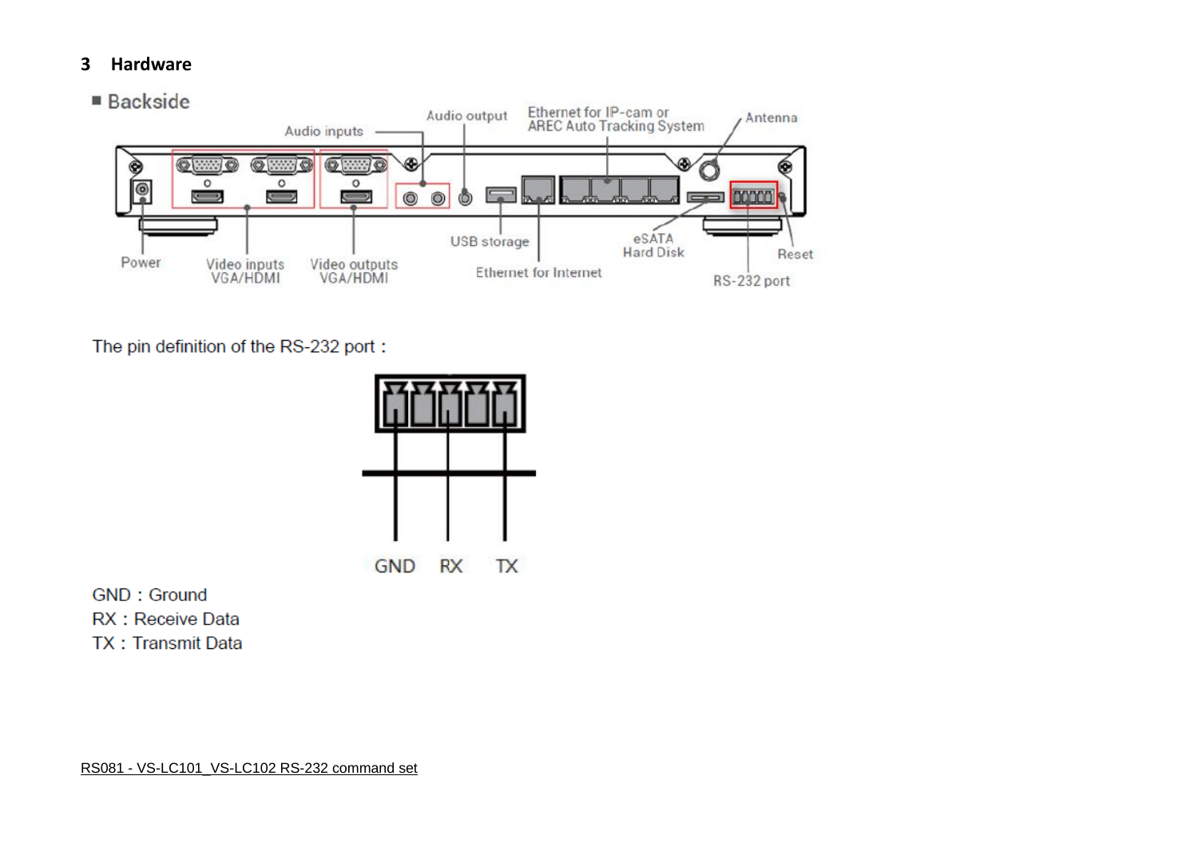# 3 Hardware

■ Backside

The pin definition of the RS-232 port：

GND：Ground
RX：Receive Data
TX：Transmit Data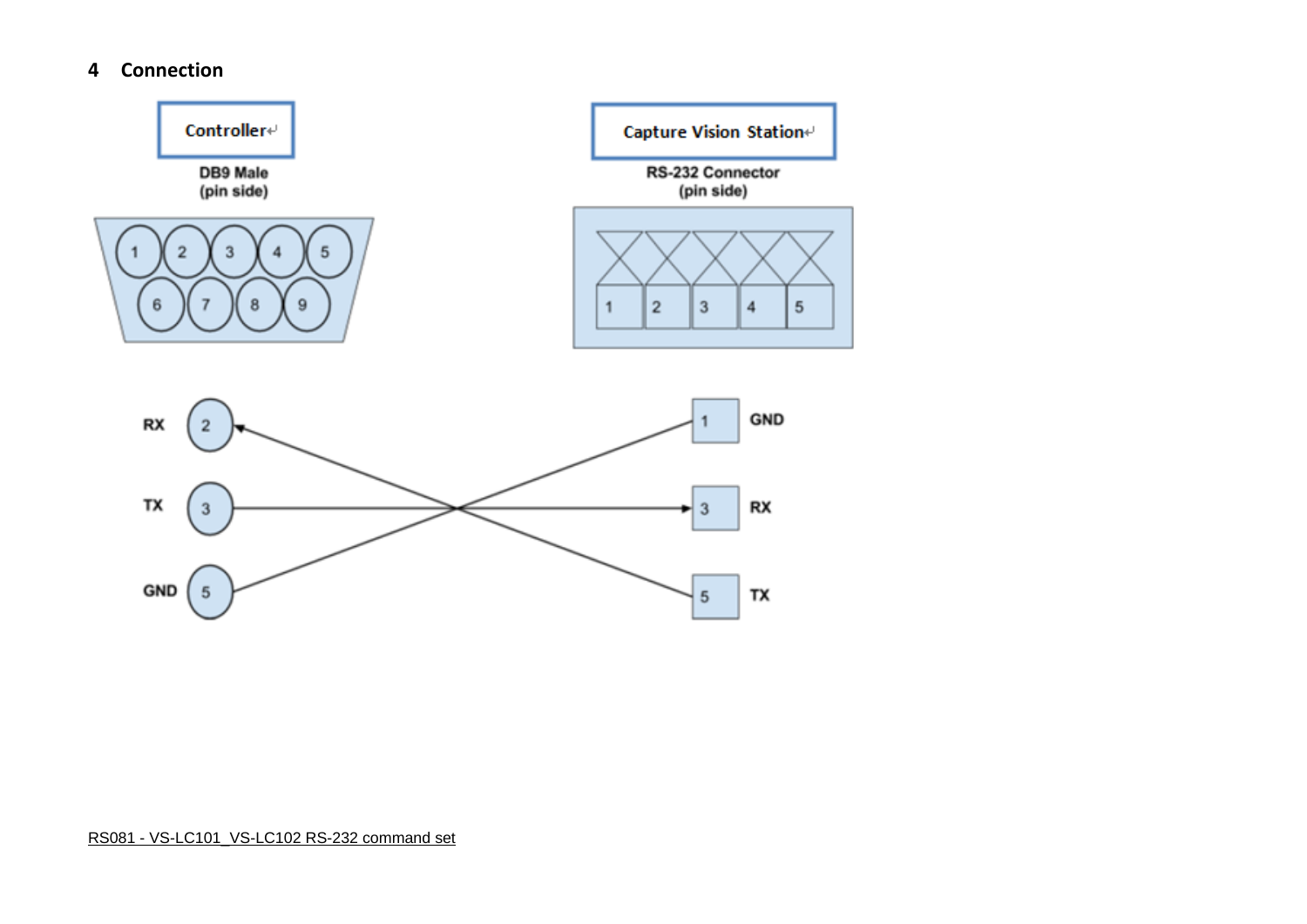# 4 Connection

Controller

DB9 Male
(pin side)

Capture Vision Station

RS-232 Connector
(pin side)

| Controller (DB9 Male) | | Capture Vision Station (RS-232 Connector) | |
|---|---|---|---|
| RX | 2 | 5 | TX |
| TX | 3 | 3 | RX |
| GND | 5 | 1 | GND |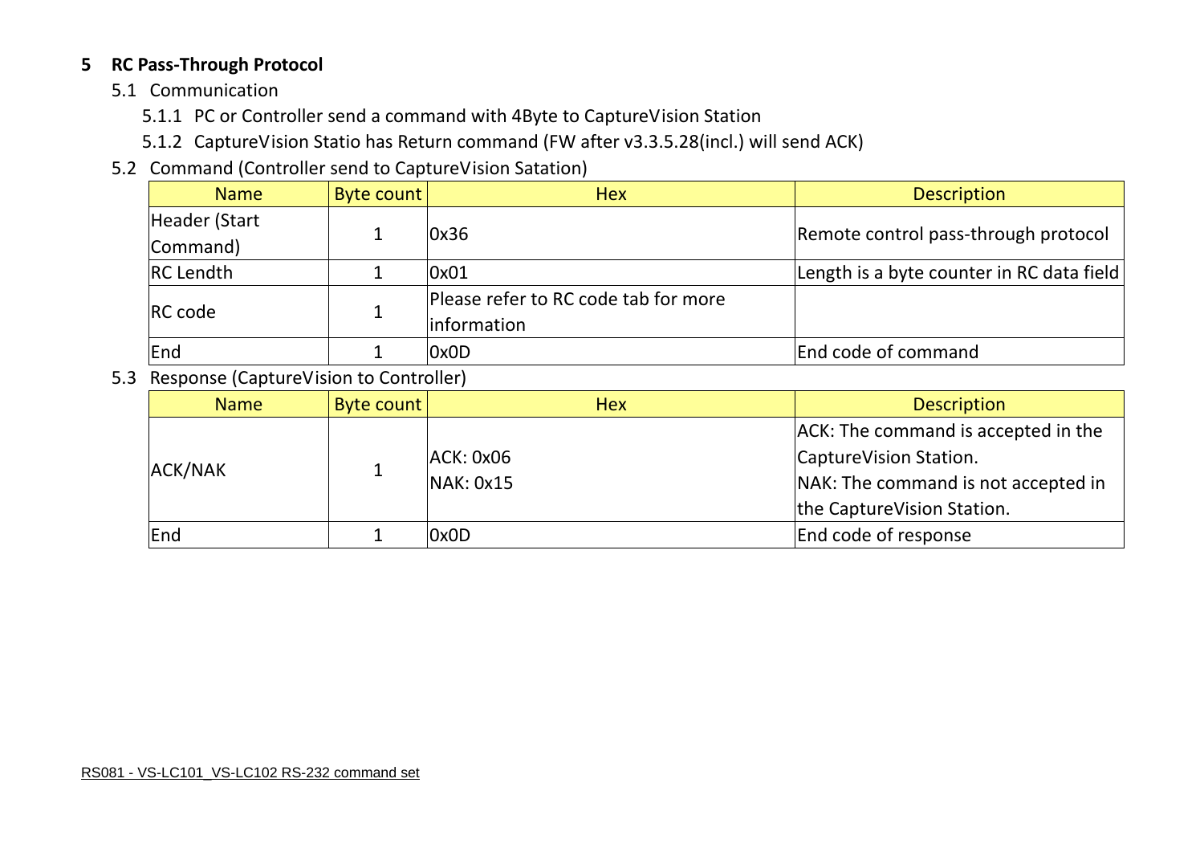# 5 RC Pass-Through Protocol

## 5.1 Communication

### 5.1.1 PC or Controller send a command with 4Byte to CaptureVision Station

### 5.1.2 CaptureVision Statio has Return command (FW after v3.3.5.28(incl.) will send ACK)

## 5.2 Command (Controller send to CaptureVision Satation)

| Name | Byte count | Hex | Description |
|---|---|---|---|
| Header (Start Command) | 1 | 0x36 | Remote control pass-through protocol |
| RC Lendth | 1 | 0x01 | Length is a byte counter in RC data field |
| RC code | 1 | Please refer to RC code tab for more information | |
| End | 1 | 0x0D | End code of command |

## 5.3 Response (CaptureVision to Controller)

| Name | Byte count | Hex | Description |
|---|---|---|---|
| ACK/NAK | 1 | ACK: 0x06<br>NAK: 0x15 | ACK: The command is accepted in the CaptureVision Station.<br>NAK: The command is not accepted in the CaptureVision Station. |
| End | 1 | 0x0D | End code of response |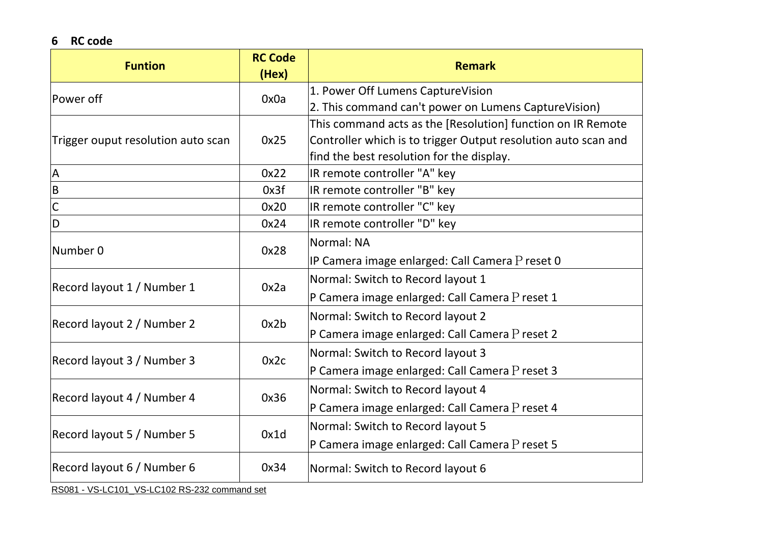## 6 RC code

| Funtion | RC Code (Hex) | Remark |
|---|---|---|
| Power off | 0x0a | 1. Power Off Lumens CaptureVision<br>2. This command can't power on Lumens CaptureVision) |
| Trigger ouput resolution auto scan | 0x25 | This command acts as the [Resolution] function on IR Remote Controller which is to trigger Output resolution auto scan and find the best resolution for the display. |
| A | 0x22 | IR remote controller "A" key |
| B | 0x3f | IR remote controller "B" key |
| C | 0x20 | IR remote controller "C" key |
| D | 0x24 | IR remote controller "D" key |
| Number 0 | 0x28 | Normal: NA<br>IP Camera image enlarged: Call Camera Preset 0 |
| Record layout 1 / Number 1 | 0x2a | Normal: Switch to Record layout 1<br>P Camera image enlarged: Call Camera Preset 1 |
| Record layout 2 / Number 2 | 0x2b | Normal: Switch to Record layout 2<br>P Camera image enlarged: Call Camera Preset 2 |
| Record layout 3 / Number 3 | 0x2c | Normal: Switch to Record layout 3<br>P Camera image enlarged: Call Camera Preset 3 |
| Record layout 4 / Number 4 | 0x36 | Normal: Switch to Record layout 4<br>P Camera image enlarged: Call Camera Preset 4 |
| Record layout 5 / Number 5 | 0x1d | Normal: Switch to Record layout 5<br>P Camera image enlarged: Call Camera Preset 5 |
| Record layout 6 / Number 6 | 0x34 | Normal: Switch to Record layout 6 |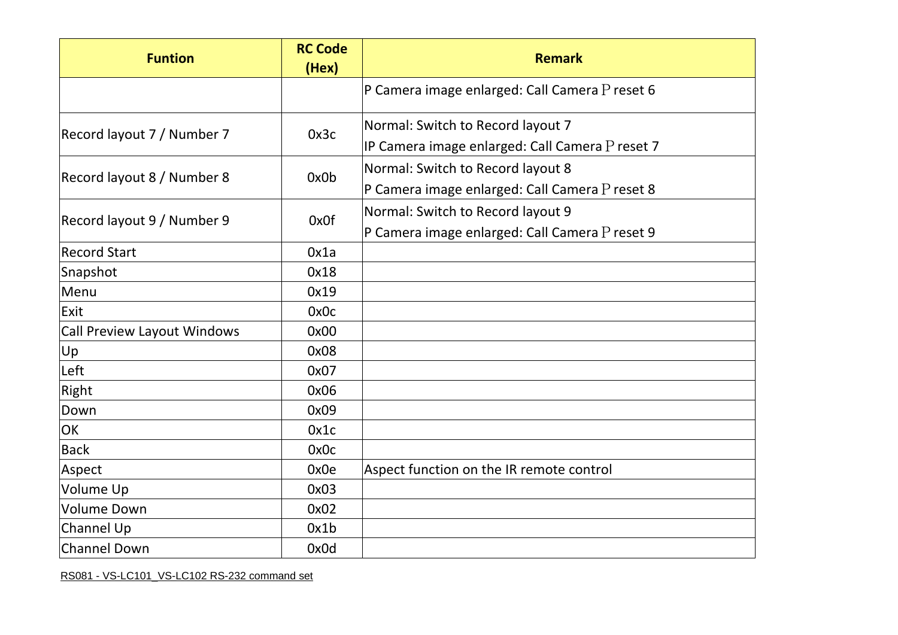| Funtion | RC Code (Hex) | Remark |
|---|---|---|
| | | P Camera image enlarged: Call Camera Preset 6 |
| Record layout 7 / Number 7 | 0x3c | Normal: Switch to Record layout 7<br>IP Camera image enlarged: Call Camera Preset 7 |
| Record layout 8 / Number 8 | 0x0b | Normal: Switch to Record layout 8<br>P Camera image enlarged: Call Camera Preset 8 |
| Record layout 9 / Number 9 | 0x0f | Normal: Switch to Record layout 9<br>P Camera image enlarged: Call Camera Preset 9 |
| Record Start | 0x1a | |
| Snapshot | 0x18 | |
| Menu | 0x19 | |
| Exit | 0x0c | |
| Call Preview Layout Windows | 0x00 | |
| Up | 0x08 | |
| Left | 0x07 | |
| Right | 0x06 | |
| Down | 0x09 | |
| OK | 0x1c | |
| Back | 0x0c | |
| Aspect | 0x0e | Aspect function on the IR remote control |
| Volume Up | 0x03 | |
| Volume Down | 0x02 | |
| Channel Up | 0x1b | |
| Channel Down | 0x0d | |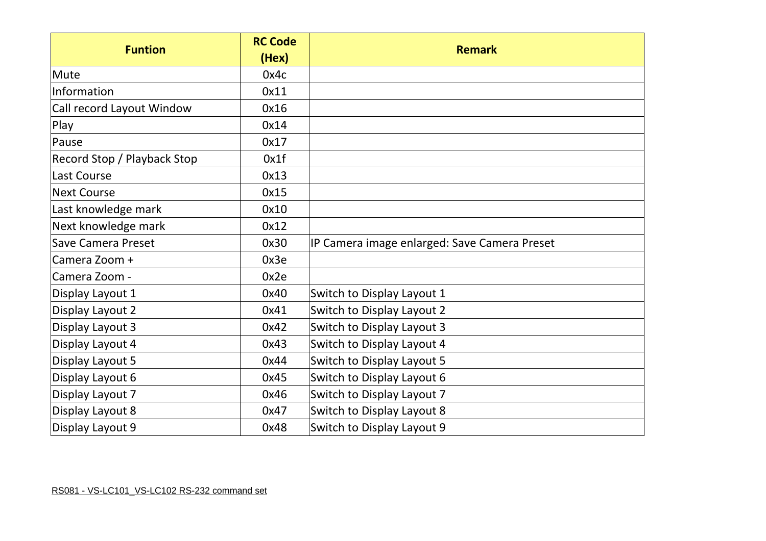| Funtion | RC Code (Hex) | Remark |
| --- | --- | --- |
| Mute | 0x4c | |
| Information | 0x11 | |
| Call record Layout Window | 0x16 | |
| Play | 0x14 | |
| Pause | 0x17 | |
| Record Stop / Playback Stop | 0x1f | |
| Last Course | 0x13 | |
| Next Course | 0x15 | |
| Last knowledge mark | 0x10 | |
| Next knowledge mark | 0x12 | |
| Save Camera Preset | 0x30 | IP Camera image enlarged: Save Camera Preset |
| Camera Zoom + | 0x3e | |
| Camera Zoom - | 0x2e | |
| Display Layout 1 | 0x40 | Switch to Display Layout 1 |
| Display Layout 2 | 0x41 | Switch to Display Layout 2 |
| Display Layout 3 | 0x42 | Switch to Display Layout 3 |
| Display Layout 4 | 0x43 | Switch to Display Layout 4 |
| Display Layout 5 | 0x44 | Switch to Display Layout 5 |
| Display Layout 6 | 0x45 | Switch to Display Layout 6 |
| Display Layout 7 | 0x46 | Switch to Display Layout 7 |
| Display Layout 8 | 0x47 | Switch to Display Layout 8 |
| Display Layout 9 | 0x48 | Switch to Display Layout 9 |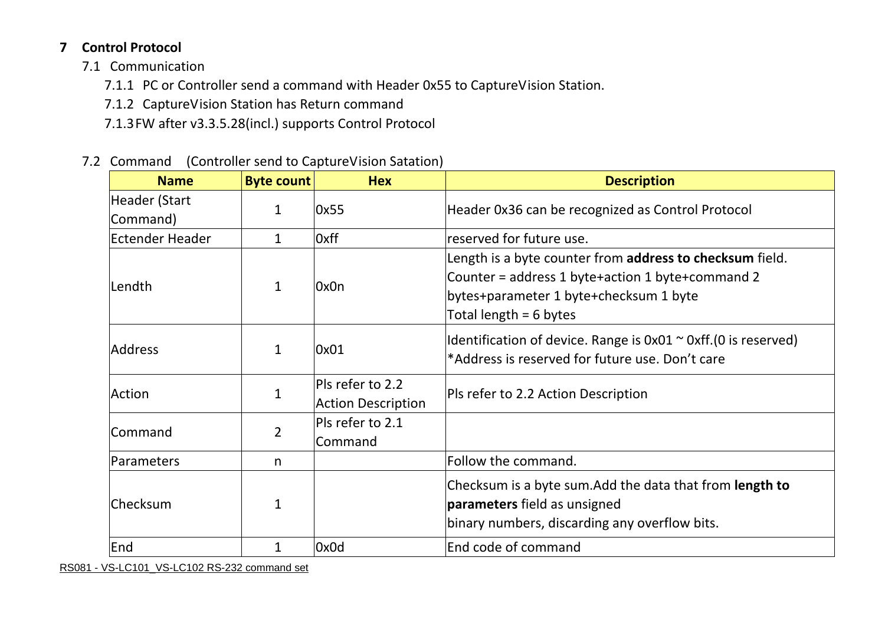# 7 Control Protocol

## 7.1 Communication

7.1.1 PC or Controller send a command with Header 0x55 to CaptureVision Station.

7.1.2 CaptureVision Station has Return command

7.1.3 FW after v3.3.5.28(incl.) supports Control Protocol

## 7.2 Command (Controller send to CaptureVision Satation)

| Name | Byte count | Hex | Description |
|---|---|---|---|
| Header (Start Command) | 1 | 0x55 | Header 0x36 can be recognized as Control Protocol |
| Ectender Header | 1 | 0xff | reserved for future use. |
| Lendth | 1 | 0x0n | Length is a byte counter from **address to checksum** field. Counter = address 1 byte+action 1 byte+command 2 bytes+parameter 1 byte+checksum 1 byte Total length = 6 bytes |
| Address | 1 | 0x01 | Identification of device. Range is 0x01 ~ 0xff.(0 is reserved) *Address is reserved for future use. Don't care |
| Action | 1 | Pls refer to 2.2 Action Description | Pls refer to 2.2 Action Description |
| Command | 2 | Pls refer to 2.1 Command | |
| Parameters | n | | Follow the command. |
| Checksum | 1 | | Checksum is a byte sum.Add the data that from **length to parameters** field as unsigned binary numbers, discarding any overflow bits. |
| End | 1 | 0x0d | End code of command |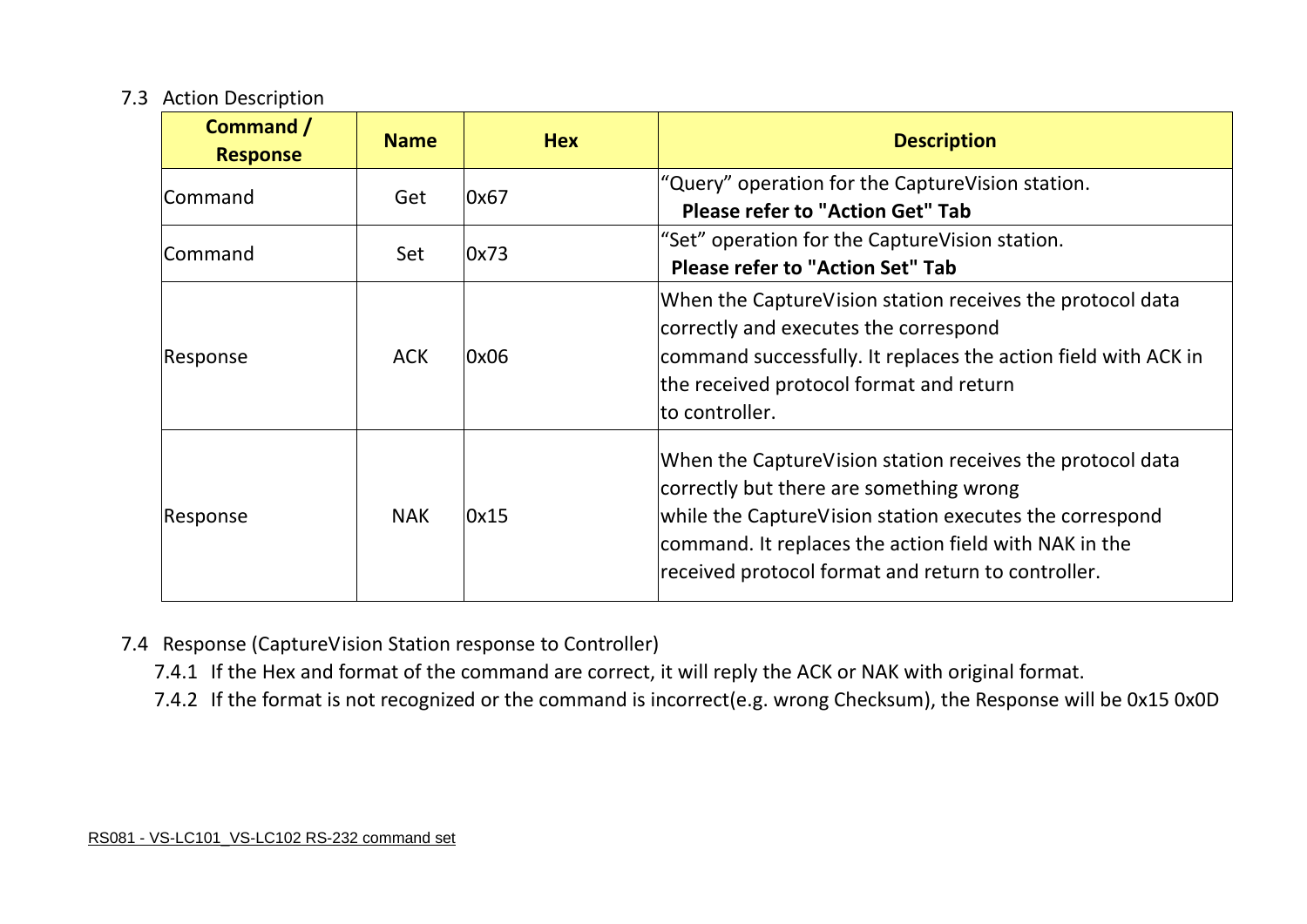## 7.3 Action Description

| Command / Response | Name | Hex | Description |
|---|---|---|---|
| Command | Get | 0x67 | "Query" operation for the CaptureVision station. **Please refer to "Action Get" Tab** |
| Command | Set | 0x73 | "Set" operation for the CaptureVision station. **Please refer to "Action Set" Tab** |
| Response | ACK | 0x06 | When the CaptureVision station receives the protocol data correctly and executes the correspond command successfully. It replaces the action field with ACK in the received protocol format and return to controller. |
| Response | NAK | 0x15 | When the CaptureVision station receives the protocol data correctly but there are something wrong while the CaptureVision station executes the correspond command. It replaces the action field with NAK in the received protocol format and return to controller. |

## 7.4 Response (CaptureVision Station response to Controller)

7.4.1 If the Hex and format of the command are correct, it will reply the ACK or NAK with original format.

7.4.2 If the format is not recognized or the command is incorrect(e.g. wrong Checksum), the Response will be 0x15 0x0D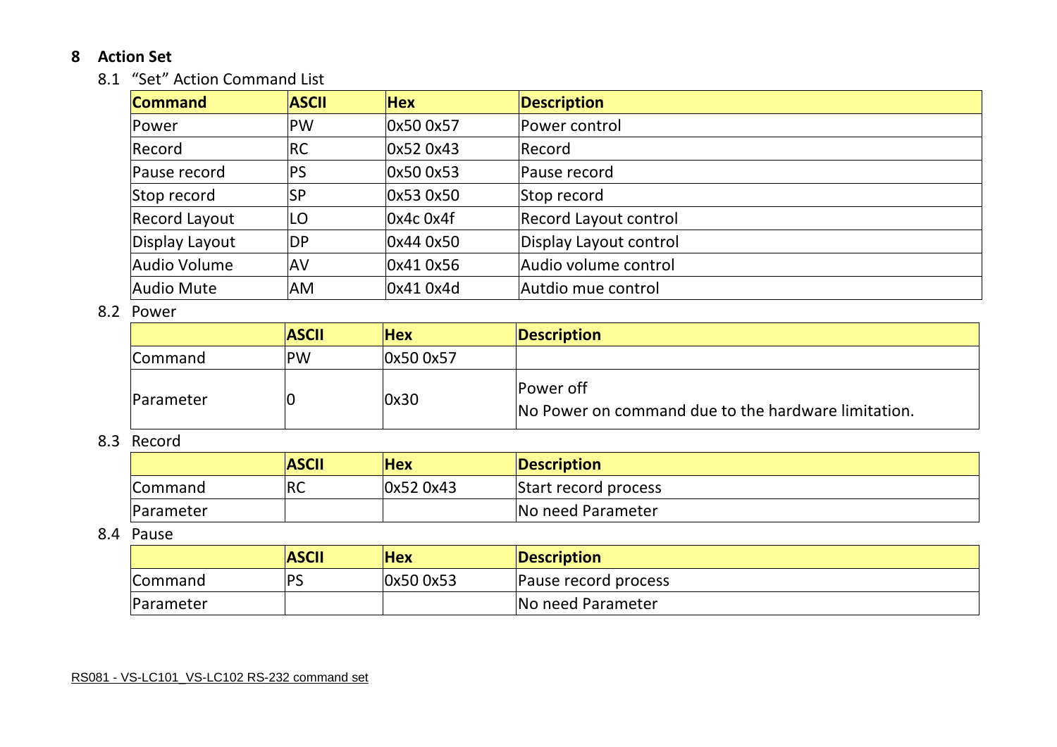# 8 Action Set

## 8.1 "Set" Action Command List

| Command | ASCII | Hex | Description |
|---|---|---|---|
| Power | PW | 0x50 0x57 | Power control |
| Record | RC | 0x52 0x43 | Record |
| Pause record | PS | 0x50 0x53 | Pause record |
| Stop record | SP | 0x53 0x50 | Stop record |
| Record Layout | LO | 0x4c 0x4f | Record Layout control |
| Display Layout | DP | 0x44 0x50 | Display Layout control |
| Audio Volume | AV | 0x41 0x56 | Audio volume control |
| Audio Mute | AM | 0x41 0x4d | Autdio mue control |

## 8.2 Power

| | ASCII | Hex | Description |
|---|---|---|---|
| Command | PW | 0x50 0x57 | |
| Parameter | 0 | 0x30 | Power off<br>No Power on command due to the hardware limitation. |

## 8.3 Record

| | ASCII | Hex | Description |
|---|---|---|---|
| Command | RC | 0x52 0x43 | Start record process |
| Parameter | | | No need Parameter |

## 8.4 Pause

| | ASCII | Hex | Description |
|---|---|---|---|
| Command | PS | 0x50 0x53 | Pause record process |
| Parameter | | | No need Parameter |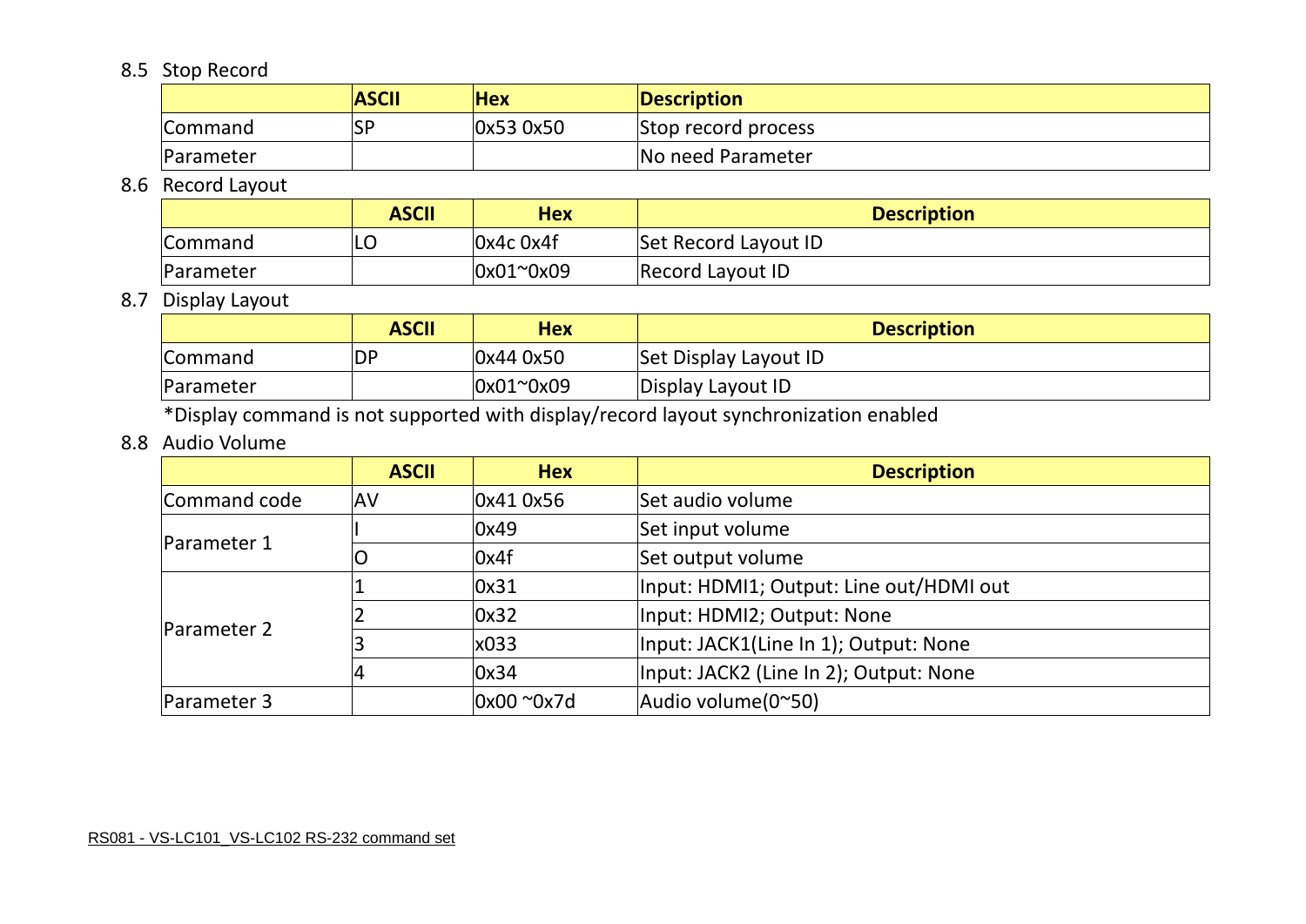## 8.5 Stop Record

| | ASCII | Hex | Description |
|---|---|---|---|
| Command | SP | 0x53 0x50 | Stop record process |
| Parameter | | | No need Parameter |

## 8.6 Record Layout

| | ASCII | Hex | Description |
|---|---|---|---|
| Command | LO | 0x4c 0x4f | Set Record Layout ID |
| Parameter | | 0x01~0x09 | Record Layout ID |

## 8.7 Display Layout

| | ASCII | Hex | Description |
|---|---|---|---|
| Command | DP | 0x44 0x50 | Set Display Layout ID |
| Parameter | | 0x01~0x09 | Display Layout ID |

*Display command is not supported with display/record layout synchronization enabled

## 8.8 Audio Volume

| | ASCII | Hex | Description |
|---|---|---|---|
| Command code | AV | 0x41 0x56 | Set audio volume |
| Parameter 1 | I | 0x49 | Set input volume |
| | O | 0x4f | Set output volume |
| Parameter 2 | 1 | 0x31 | Input: HDMI1; Output: Line out/HDMI out |
| | 2 | 0x32 | Input: HDMI2; Output: None |
| | 3 | x033 | Input: JACK1(Line In 1); Output: None |
| | 4 | 0x34 | Input: JACK2 (Line In 2); Output: None |
| Parameter 3 | | 0x00 ~0x7d | Audio volume(0~50) |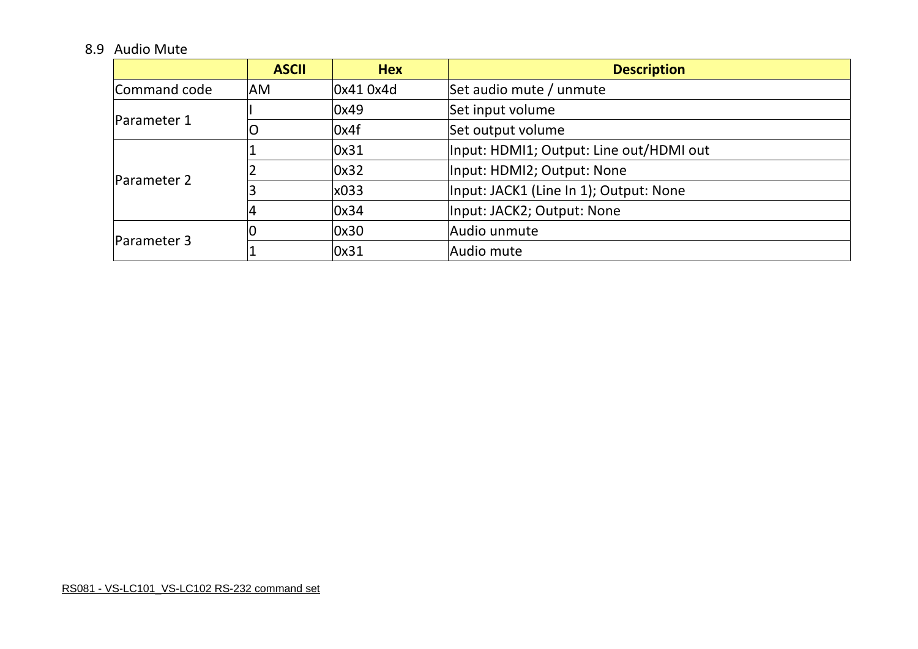## 8.9 Audio Mute

| | ASCII | Hex | Description |
|---|---|---|---|
| Command code | AM | 0x41 0x4d | Set audio mute / unmute |
| Parameter 1 | I | 0x49 | Set input volume |
| | O | 0x4f | Set output volume |
| Parameter 2 | 1 | 0x31 | Input: HDMI1; Output: Line out/HDMI out |
| | 2 | 0x32 | Input: HDMI2; Output: None |
| | 3 | x033 | Input: JACK1 (Line In 1); Output: None |
| | 4 | 0x34 | Input: JACK2; Output: None |
| Parameter 3 | 0 | 0x30 | Audio unmute |
| | 1 | 0x31 | Audio mute |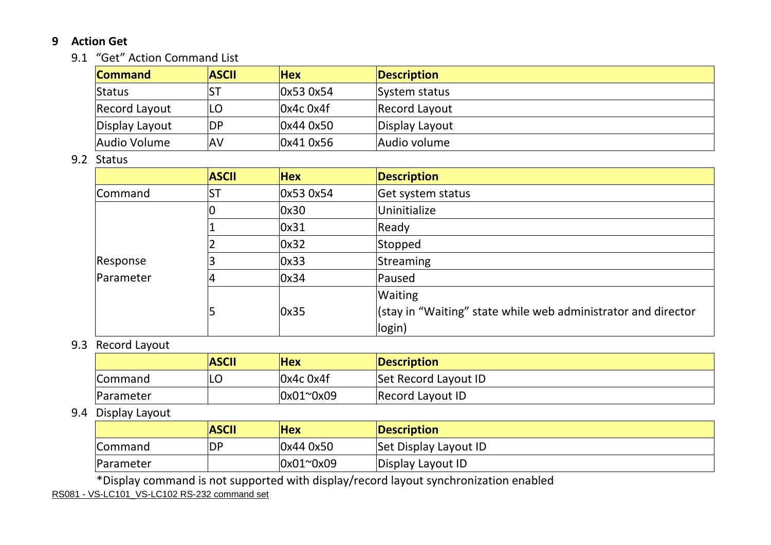# 9 Action Get

## 9.1 "Get" Action Command List

| Command | ASCII | Hex | Description |
|---|---|---|---|
| Status | ST | 0x53 0x54 | System status |
| Record Layout | LO | 0x4c 0x4f | Record Layout |
| Display Layout | DP | 0x44 0x50 | Display Layout |
| Audio Volume | AV | 0x41 0x56 | Audio volume |

## 9.2 Status

| | ASCII | Hex | Description |
|---|---|---|---|
| Command | ST | 0x53 0x54 | Get system status |
| Response Parameter | 0 | 0x30 | Uninitialize |
| | 1 | 0x31 | Ready |
| | 2 | 0x32 | Stopped |
| | 3 | 0x33 | Streaming |
| | 4 | 0x34 | Paused |
| | 5 | 0x35 | Waiting (stay in "Waiting" state while web administrator and director login) |

## 9.3 Record Layout

| | ASCII | Hex | Description |
|---|---|---|---|
| Command | LO | 0x4c 0x4f | Set Record Layout ID |
| Parameter | | 0x01~0x09 | Record Layout ID |

## 9.4 Display Layout

| | ASCII | Hex | Description |
|---|---|---|---|
| Command | DP | 0x44 0x50 | Set Display Layout ID |
| Parameter | | 0x01~0x09 | Display Layout ID |

*Display command is not supported with display/record layout synchronization enabled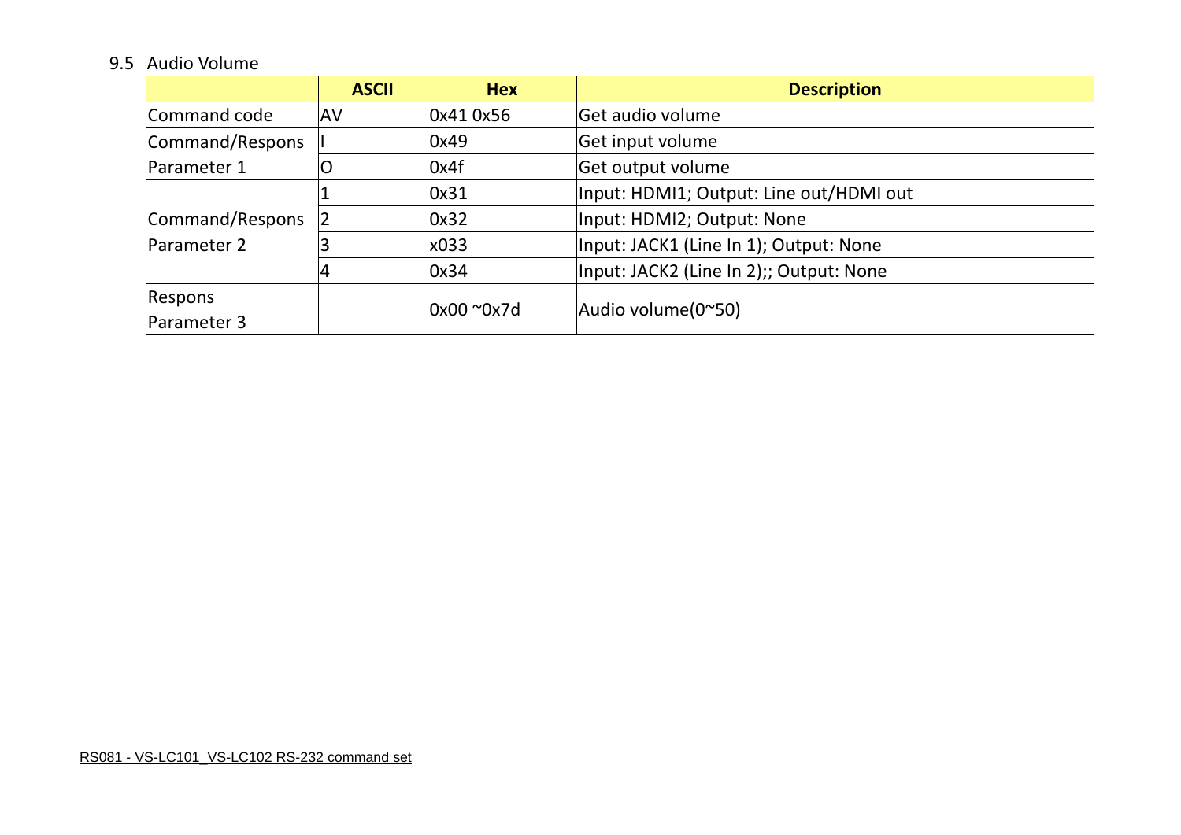9.5 Audio Volume

| | ASCII | Hex | Description |
|---|---|---|---|
| Command code | AV | 0x41 0x56 | Get audio volume |
| Command/Respons Parameter 1 | I | 0x49 | Get input volume |
| | O | 0x4f | Get output volume |
| Command/Respons Parameter 2 | 1 | 0x31 | Input: HDMI1; Output: Line out/HDMI out |
| | 2 | 0x32 | Input: HDMI2; Output: None |
| | 3 | x033 | Input: JACK1 (Line In 1); Output: None |
| | 4 | 0x34 | Input: JACK2 (Line In 2);; Output: None |
| Respons Parameter 3 | | 0x00 ~0x7d | Audio volume(0~50) |

RS081 - VS-LC101_VS-LC102 RS-232 command set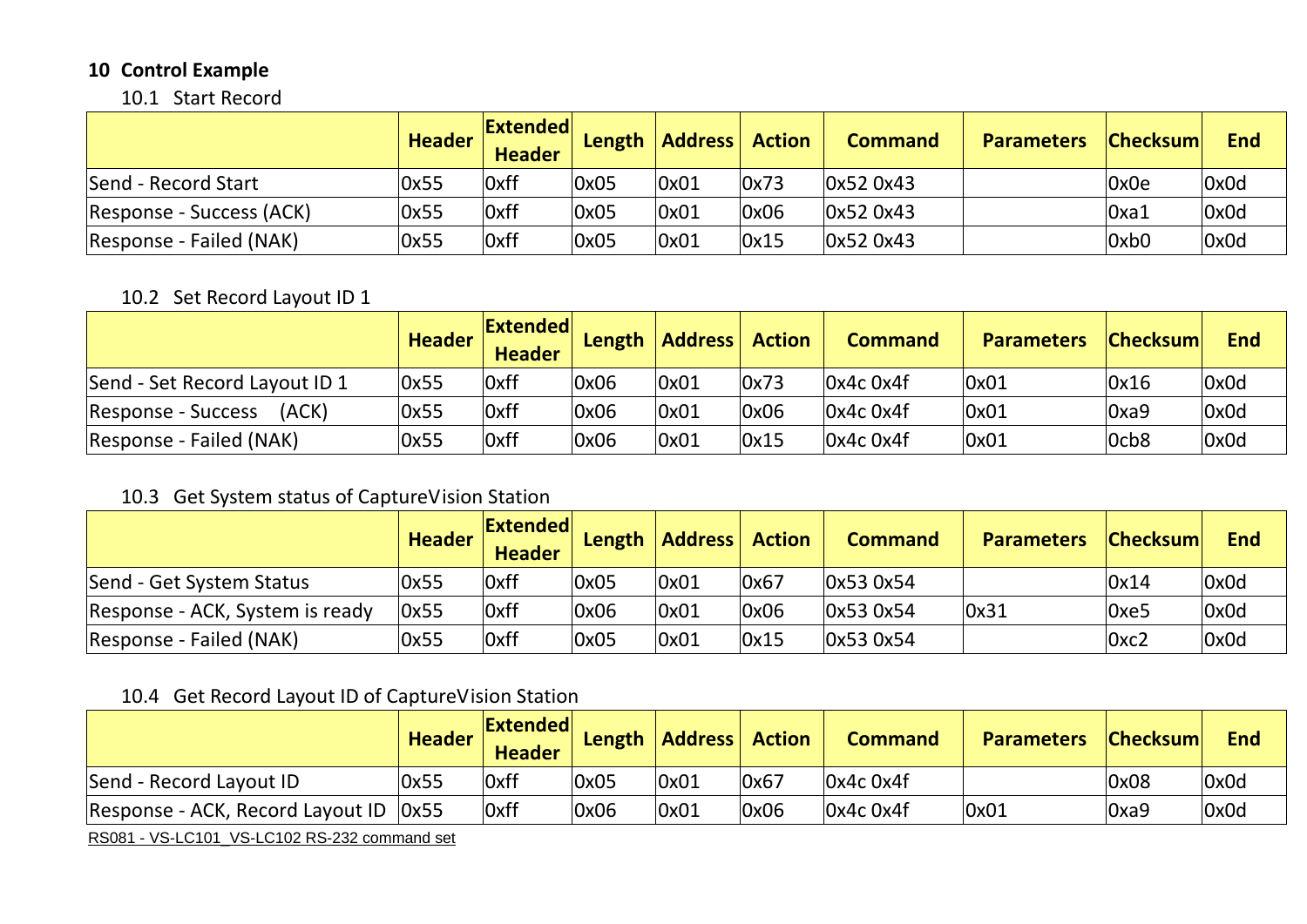# 10 Control Example

## 10.1 Start Record

| | Header | Extended Header | Length | Address | Action | Command | Parameters | Checksum | End |
|---|---|---|---|---|---|---|---|---|---|
| Send - Record Start | 0x55 | 0xff | 0x05 | 0x01 | 0x73 | 0x52 0x43 | | 0x0e | 0x0d |
| Response - Success (ACK) | 0x55 | 0xff | 0x05 | 0x01 | 0x06 | 0x52 0x43 | | 0xa1 | 0x0d |
| Response - Failed (NAK) | 0x55 | 0xff | 0x05 | 0x01 | 0x15 | 0x52 0x43 | | 0xb0 | 0x0d |

## 10.2 Set Record Layout ID 1

| | Header | Extended Header | Length | Address | Action | Command | Parameters | Checksum | End |
|---|---|---|---|---|---|---|---|---|---|
| Send - Set Record Layout ID 1 | 0x55 | 0xff | 0x06 | 0x01 | 0x73 | 0x4c 0x4f | 0x01 | 0x16 | 0x0d |
| Response - Success (ACK) | 0x55 | 0xff | 0x06 | 0x01 | 0x06 | 0x4c 0x4f | 0x01 | 0xa9 | 0x0d |
| Response - Failed (NAK) | 0x55 | 0xff | 0x06 | 0x01 | 0x15 | 0x4c 0x4f | 0x01 | 0cb8 | 0x0d |

## 10.3 Get System status of CaptureVision Station

| | Header | Extended Header | Length | Address | Action | Command | Parameters | Checksum | End |
|---|---|---|---|---|---|---|---|---|---|
| Send - Get System Status | 0x55 | 0xff | 0x05 | 0x01 | 0x67 | 0x53 0x54 | | 0x14 | 0x0d |
| Response - ACK, System is ready | 0x55 | 0xff | 0x06 | 0x01 | 0x06 | 0x53 0x54 | 0x31 | 0xe5 | 0x0d |
| Response - Failed (NAK) | 0x55 | 0xff | 0x05 | 0x01 | 0x15 | 0x53 0x54 | | 0xc2 | 0x0d |

## 10.4 Get Record Layout ID of CaptureVision Station

| | Header | Extended Header | Length | Address | Action | Command | Parameters | Checksum | End |
|---|---|---|---|---|---|---|---|---|---|
| Send - Record Layout ID | 0x55 | 0xff | 0x05 | 0x01 | 0x67 | 0x4c 0x4f | | 0x08 | 0x0d |
| Response - ACK, Record Layout ID | 0x55 | 0xff | 0x06 | 0x01 | 0x06 | 0x4c 0x4f | 0x01 | 0xa9 | 0x0d |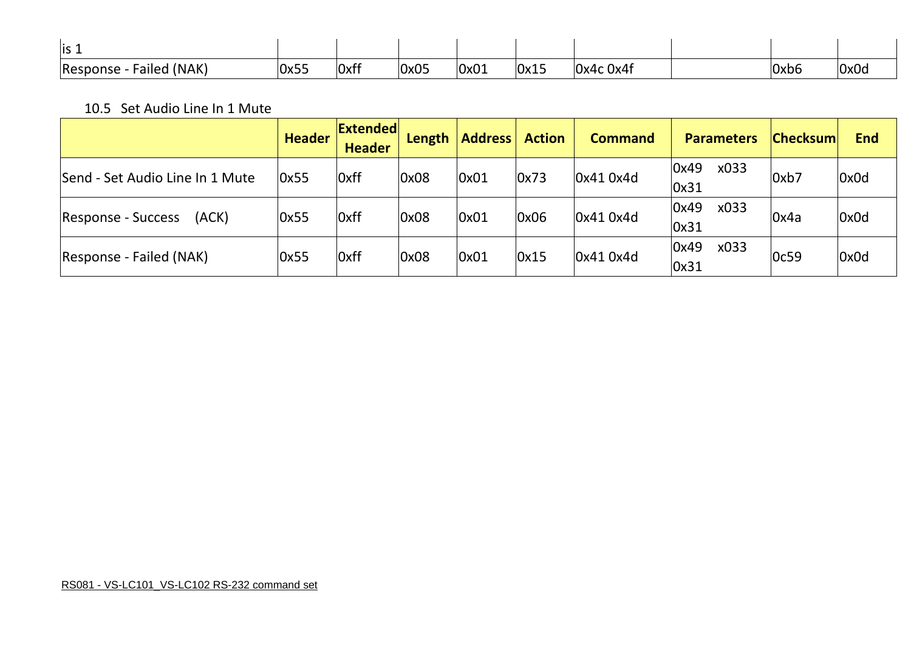| | | | | | | | | | |
|---|---|---|---|---|---|---|---|---|---|
| is 1 | | | | | | | | | |
| Response - Failed (NAK) | 0x55 | 0xff | 0x05 | 0x01 | 0x15 | 0x4c 0x4f | | 0xb6 | 0x0d |

## 10.5 Set Audio Line In 1 Mute

| | Header | Extended Header | Length | Address | Action | Command | Parameters | Checksum | End |
|---|---|---|---|---|---|---|---|---|---|
| Send - Set Audio Line In 1 Mute | 0x55 | 0xff | 0x08 | 0x01 | 0x73 | 0x41 0x4d | 0x49 x033 0x31 | 0xb7 | 0x0d |
| Response - Success (ACK) | 0x55 | 0xff | 0x08 | 0x01 | 0x06 | 0x41 0x4d | 0x49 x033 0x31 | 0x4a | 0x0d |
| Response - Failed (NAK) | 0x55 | 0xff | 0x08 | 0x01 | 0x15 | 0x41 0x4d | 0x49 x033 0x31 | 0c59 | 0x0d |